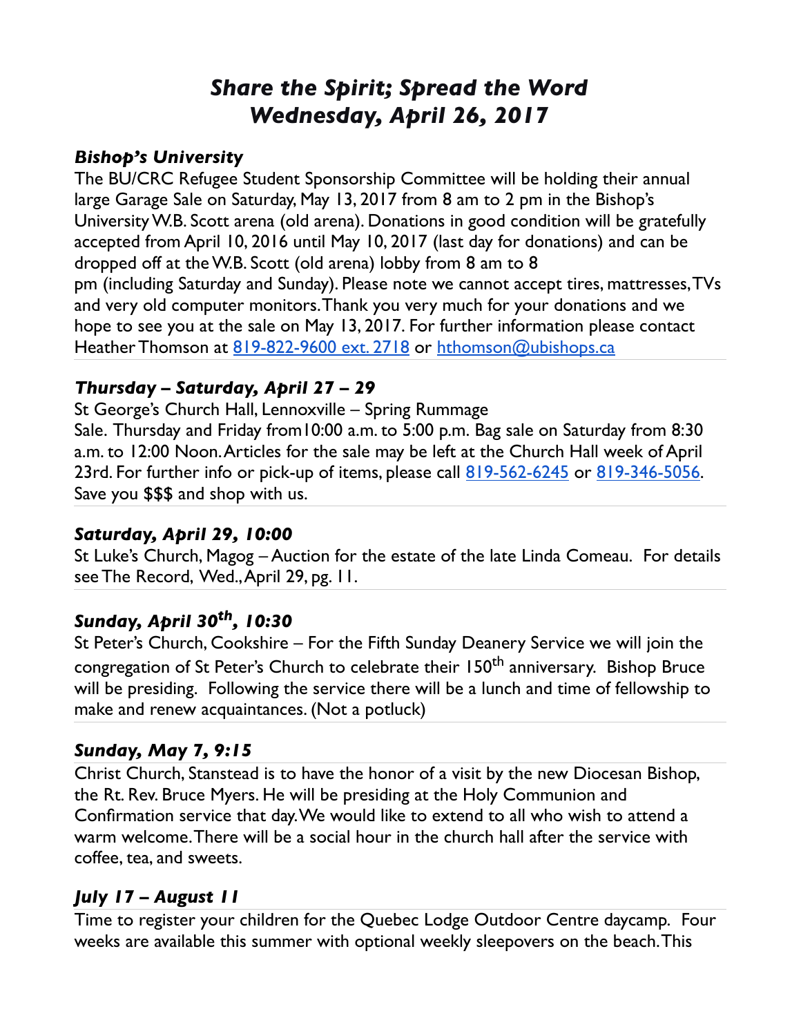# *Share the Spirit; Spread the Word*
# *Wednesday, April 26, 2017*

### *Bishop's University*

The BU/CRC Refugee Student Sponsorship Committee will be holding their annual large Garage Sale on Saturday, May 13, 2017 from 8 am to 2 pm in the Bishop's University W.B. Scott arena (old arena). Donations in good condition will be gratefully accepted from April 10, 2016 until May 10, 2017 (last day for donations) and can be dropped off at the W.B. Scott (old arena) lobby from 8 am to 8 pm (including Saturday and Sunday). Please note we cannot accept tires, mattresses, TVs and very old computer monitors. Thank you very much for your donations and we hope to see you at the sale on May 13, 2017. For further information please contact Heather Thomson at 819-822-9600 ext. 2718 or hthomson@ubishops.ca

### *Thursday – Saturday, April 27 – 29*

St George's Church Hall, Lennoxville – Spring Rummage Sale. Thursday and Friday from10:00 a.m. to 5:00 p.m. Bag sale on Saturday from 8:30 a.m. to 12:00 Noon. Articles for the sale may be left at the Church Hall week of April 23rd. For further info or pick-up of items, please call 819-562-6245 or 819-346-5056. Save you $$$ and shop with us.

### *Saturday, April 29, 10:00*

St Luke's Church, Magog – Auction for the estate of the late Linda Comeau. For details see The Record, Wed., April 29, pg. 11.

### *Sunday, April 30th, 10:30*

St Peter's Church, Cookshire – For the Fifth Sunday Deanery Service we will join the congregation of St Peter's Church to celebrate their 150th anniversary. Bishop Bruce will be presiding. Following the service there will be a lunch and time of fellowship to make and renew acquaintances. (Not a potluck)

### *Sunday, May 7, 9:15*

Christ Church, Stanstead is to have the honor of a visit by the new Diocesan Bishop, the Rt. Rev. Bruce Myers. He will be presiding at the Holy Communion and Confirmation service that day. We would like to extend to all who wish to attend a warm welcome. There will be a social hour in the church hall after the service with coffee, tea, and sweets.

### *July 17 – August 11*

Time to register your children for the Quebec Lodge Outdoor Centre daycamp. Four weeks are available this summer with optional weekly sleepovers on the beach. This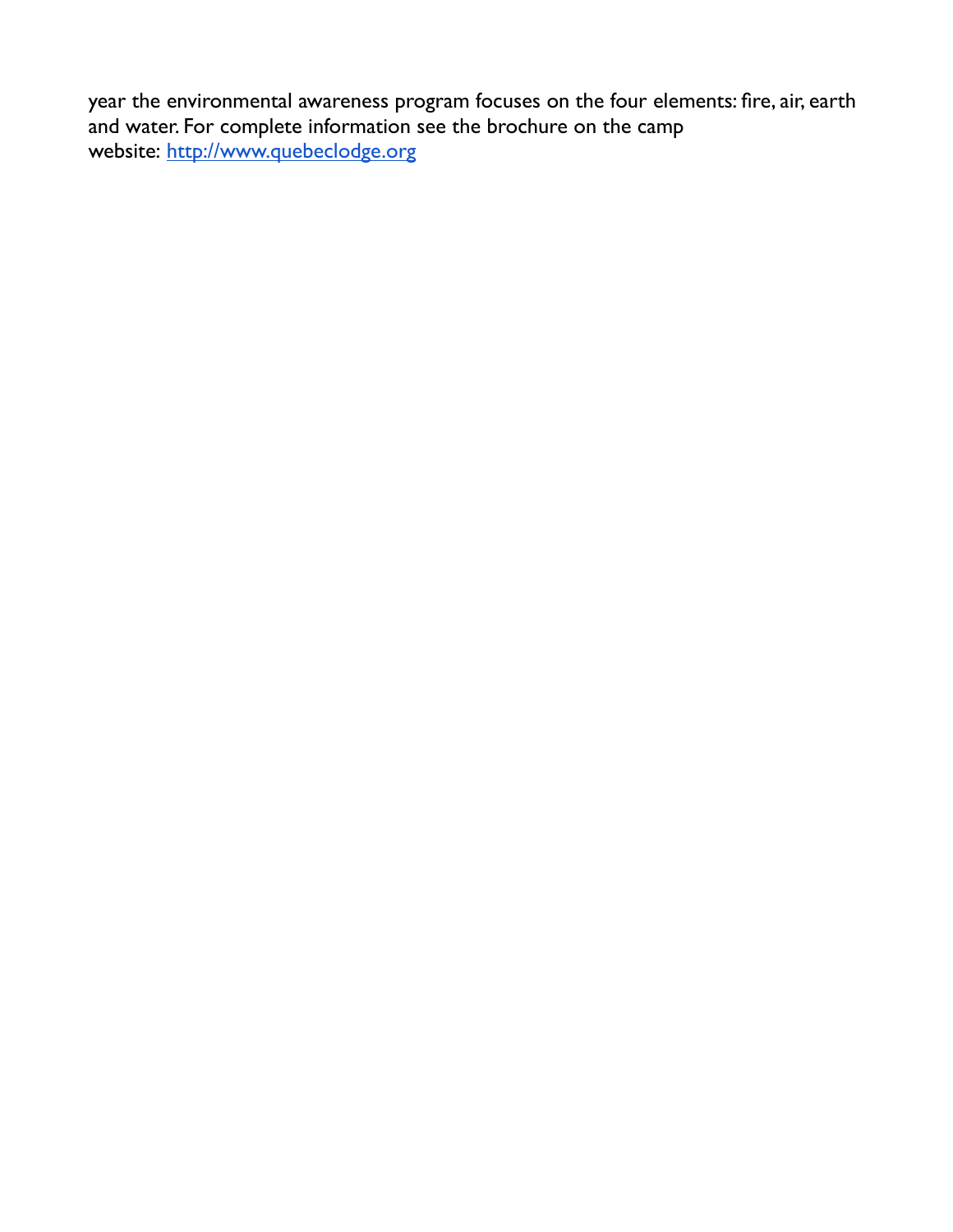year the environmental awareness program focuses on the four elements: fire, air, earth and water. For complete information see the brochure on the camp website: [http://www.quebeclodge.org](http://www.quebeclodge.org)